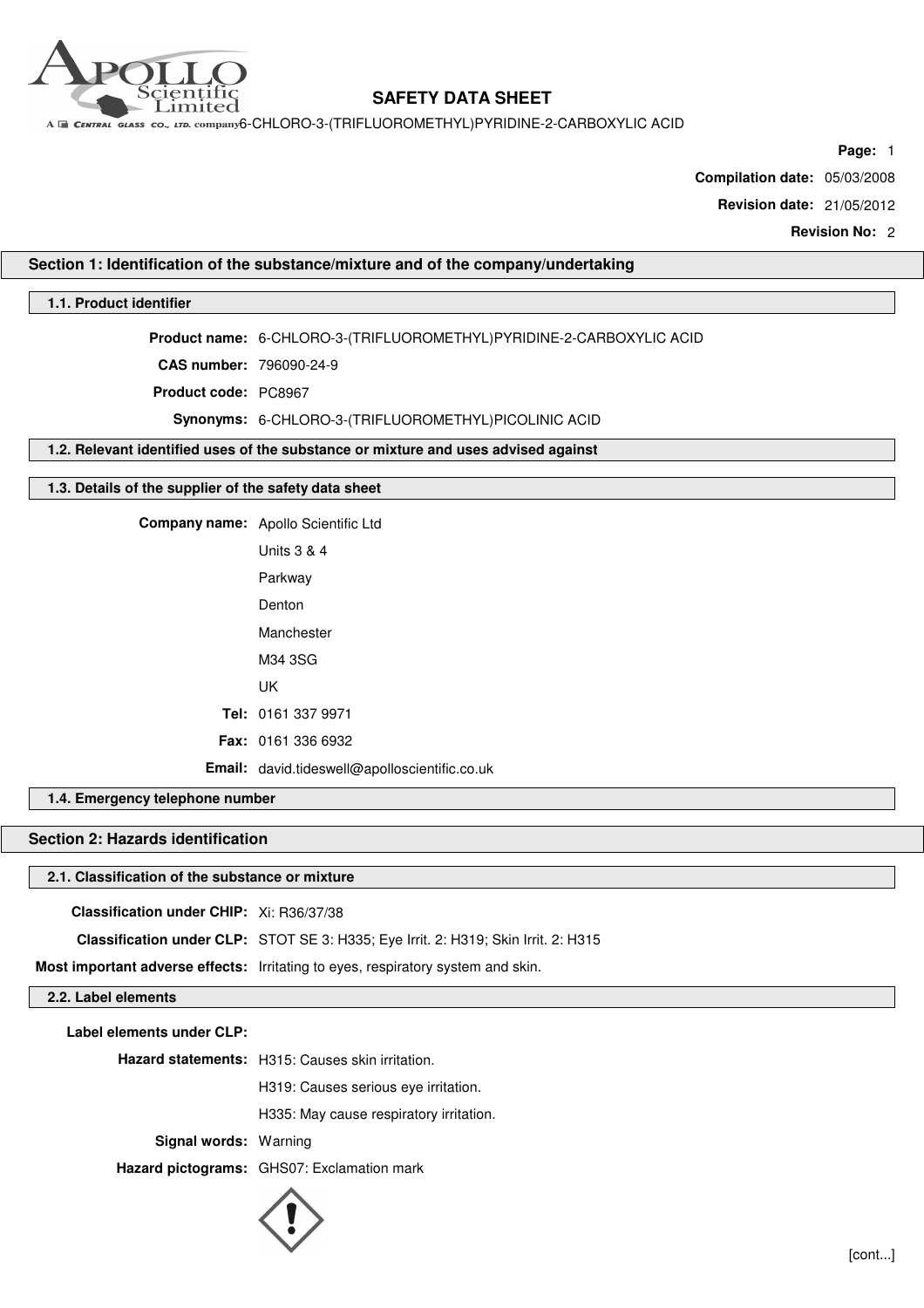# SAFETY DATA SHEET

6-CHLORO-3-(TRIFLUOROMETHYL)PYRIDINE-2-CARBOXYLIC ACID

**Compilation date:** 05/03/2008

**Revision date:** 21/05/2012

**Revision No:** 2

## Section 1: Identification of the substance/mixture and of the company/undertaking

### 1.1. Product identifier

**Product name:** 6-CHLORO-3-(TRIFLUOROMETHYL)PYRIDINE-2-CARBOXYLIC ACID

**CAS number:** 796090-24-9

**Product code:** PC8967

**Synonyms:** 6-CHLORO-3-(TRIFLUOROMETHYL)PICOLINIC ACID

### 1.2. Relevant identified uses of the substance or mixture and uses advised against

### 1.3. Details of the supplier of the safety data sheet

**Company name:** Apollo Scientific Ltd

Units 3 & 4

Parkway

Denton

Manchester

M34 3SG

UK

**Tel:** 0161 337 9971

**Fax:** 0161 336 6932

**Email:** david.tideswell@apolloscientific.co.uk

### 1.4. Emergency telephone number

## Section 2: Hazards identification

### 2.1. Classification of the substance or mixture

**Classification under CHIP:** Xi: R36/37/38

**Classification under CLP:** STOT SE 3: H335; Eye Irrit. 2: H319; Skin Irrit. 2: H315

**Most important adverse effects:** Irritating to eyes, respiratory system and skin.

### 2.2. Label elements

**Label elements under CLP:**

**Hazard statements:** H315: Causes skin irritation.

H319: Causes serious eye irritation.

H335: May cause respiratory irritation.

**Signal words:** Warning

**Hazard pictograms:** GHS07: Exclamation mark

[cont...]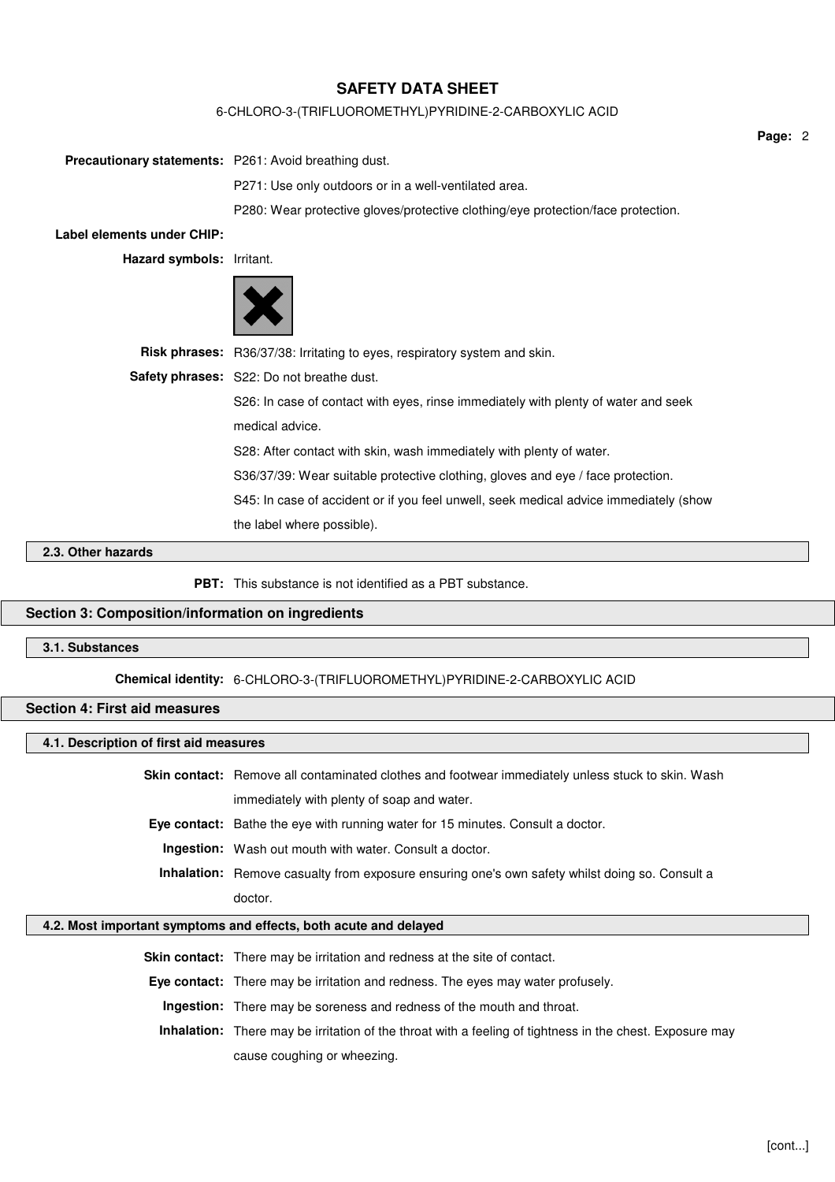**Precautionary statements:** P261: Avoid breathing dust.

P271: Use only outdoors or in a well-ventilated area.

P280: Wear protective gloves/protective clothing/eye protection/face protection.

**Label elements under CHIP:**

**Hazard symbols:** Irritant.

**Risk phrases:** R36/37/38: Irritating to eyes, respiratory system and skin.

**Safety phrases:** S22: Do not breathe dust.

S26: In case of contact with eyes, rinse immediately with plenty of water and seek medical advice.

S28: After contact with skin, wash immediately with plenty of water.

S36/37/39: Wear suitable protective clothing, gloves and eye / face protection.

S45: In case of accident or if you feel unwell, seek medical advice immediately (show the label where possible).

### 2.3. Other hazards

**PBT:** This substance is not identified as a PBT substance.

## Section 3: Composition/information on ingredients

### 3.1. Substances

**Chemical identity:** 6-CHLORO-3-(TRIFLUOROMETHYL)PYRIDINE-2-CARBOXYLIC ACID

## Section 4: First aid measures

### 4.1. Description of first aid measures

**Skin contact:** Remove all contaminated clothes and footwear immediately unless stuck to skin. Wash immediately with plenty of soap and water.

**Eye contact:** Bathe the eye with running water for 15 minutes. Consult a doctor.

**Ingestion:** Wash out mouth with water. Consult a doctor.

**Inhalation:** Remove casualty from exposure ensuring one's own safety whilst doing so. Consult a doctor.

### 4.2. Most important symptoms and effects, both acute and delayed

**Skin contact:** There may be irritation and redness at the site of contact.

**Eye contact:** There may be irritation and redness. The eyes may water profusely.

**Ingestion:** There may be soreness and redness of the mouth and throat.

**Inhalation:** There may be irritation of the throat with a feeling of tightness in the chest. Exposure may cause coughing or wheezing.

[cont...]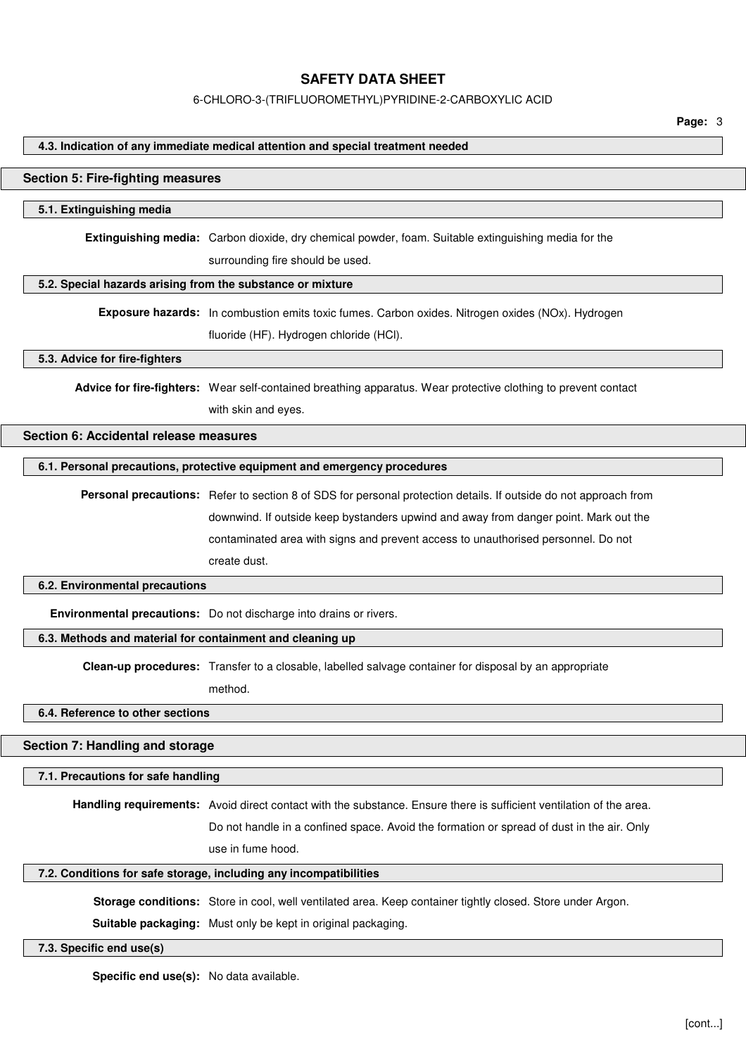### 4.3. Indication of any immediate medical attention and special treatment needed

## Section 5: Fire-fighting measures

### 5.1. Extinguishing media

**Extinguishing media:** Carbon dioxide, dry chemical powder, foam. Suitable extinguishing media for the surrounding fire should be used.

### 5.2. Special hazards arising from the substance or mixture

**Exposure hazards:** In combustion emits toxic fumes. Carbon oxides. Nitrogen oxides (NOx). Hydrogen fluoride (HF). Hydrogen chloride (HCl).

### 5.3. Advice for fire-fighters

**Advice for fire-fighters:** Wear self-contained breathing apparatus. Wear protective clothing to prevent contact with skin and eyes.

## Section 6: Accidental release measures

### 6.1. Personal precautions, protective equipment and emergency procedures

**Personal precautions:** Refer to section 8 of SDS for personal protection details. If outside do not approach from downwind. If outside keep bystanders upwind and away from danger point. Mark out the contaminated area with signs and prevent access to unauthorised personnel. Do not create dust.

### 6.2. Environmental precautions

**Environmental precautions:** Do not discharge into drains or rivers.

### 6.3. Methods and material for containment and cleaning up

**Clean-up procedures:** Transfer to a closable, labelled salvage container for disposal by an appropriate method.

### 6.4. Reference to other sections

## Section 7: Handling and storage

### 7.1. Precautions for safe handling

**Handling requirements:** Avoid direct contact with the substance. Ensure there is sufficient ventilation of the area. Do not handle in a confined space. Avoid the formation or spread of dust in the air. Only use in fume hood.

### 7.2. Conditions for safe storage, including any incompatibilities

**Storage conditions:** Store in cool, well ventilated area. Keep container tightly closed. Store under Argon.

**Suitable packaging:** Must only be kept in original packaging.

### 7.3. Specific end use(s)

**Specific end use(s):** No data available.

[cont...]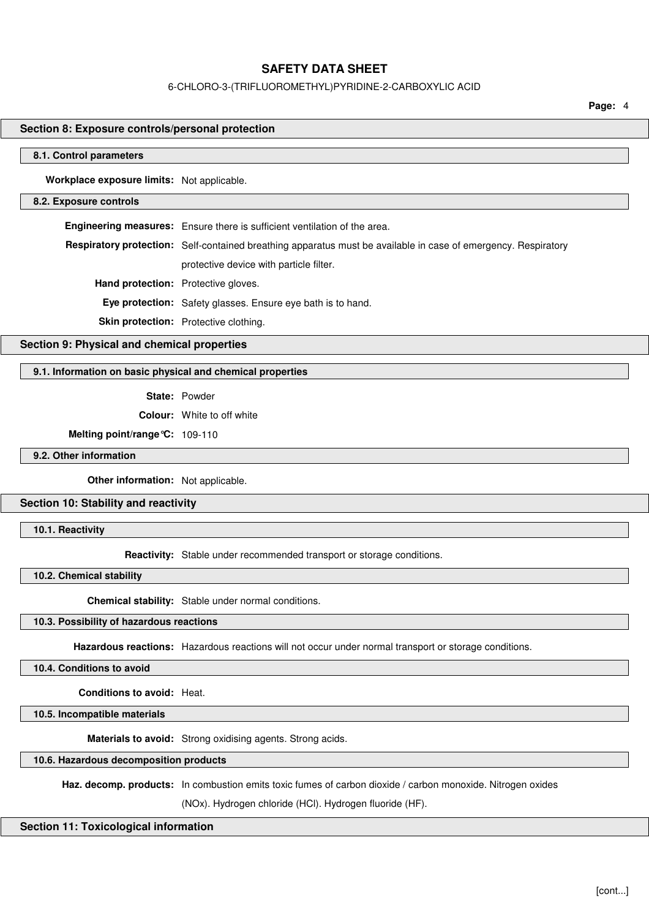## Section 8: Exposure controls/personal protection

### 8.1. Control parameters

**Workplace exposure limits:** Not applicable.

### 8.2. Exposure controls

**Engineering measures:** Ensure there is sufficient ventilation of the area.

**Respiratory protection:** Self-contained breathing apparatus must be available in case of emergency. Respiratory protective device with particle filter.

**Hand protection:** Protective gloves.

**Eye protection:** Safety glasses. Ensure eye bath is to hand.

**Skin protection:** Protective clothing.

## Section 9: Physical and chemical properties

### 9.1. Information on basic physical and chemical properties

**State:** Powder

**Colour:** White to off white

**Melting point/range°C:** 109-110

### 9.2. Other information

**Other information:** Not applicable.

## Section 10: Stability and reactivity

### 10.1. Reactivity

**Reactivity:** Stable under recommended transport or storage conditions.

### 10.2. Chemical stability

**Chemical stability:** Stable under normal conditions.

### 10.3. Possibility of hazardous reactions

**Hazardous reactions:** Hazardous reactions will not occur under normal transport or storage conditions.

### 10.4. Conditions to avoid

**Conditions to avoid:** Heat.

### 10.5. Incompatible materials

**Materials to avoid:** Strong oxidising agents. Strong acids.

### 10.6. Hazardous decomposition products

**Haz. decomp. products:** In combustion emits toxic fumes of carbon dioxide / carbon monoxide. Nitrogen oxides (NOx). Hydrogen chloride (HCl). Hydrogen fluoride (HF).

## Section 11: Toxicological information

[cont...]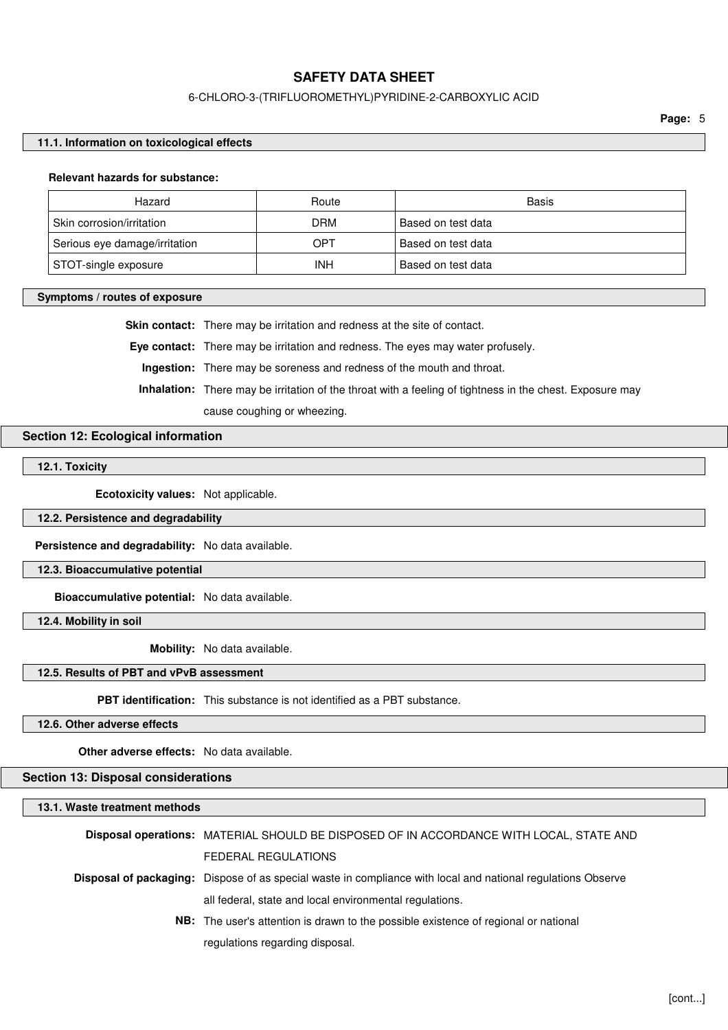### 11.1. Information on toxicological effects

**Relevant hazards for substance:**

| Hazard | Route | Basis |
|---|---|---|
| Skin corrosion/irritation | DRM | Based on test data |
| Serious eye damage/irritation | OPT | Based on test data |
| STOT-single exposure | INH | Based on test data |

### Symptoms / routes of exposure

**Skin contact:** There may be irritation and redness at the site of contact.

**Eye contact:** There may be irritation and redness. The eyes may water profusely.

**Ingestion:** There may be soreness and redness of the mouth and throat.

**Inhalation:** There may be irritation of the throat with a feeling of tightness in the chest. Exposure may cause coughing or wheezing.

## Section 12: Ecological information

### 12.1. Toxicity

**Ecotoxicity values:** Not applicable.

### 12.2. Persistence and degradability

**Persistence and degradability:** No data available.

### 12.3. Bioaccumulative potential

**Bioaccumulative potential:** No data available.

### 12.4. Mobility in soil

**Mobility:** No data available.

### 12.5. Results of PBT and vPvB assessment

**PBT identification:** This substance is not identified as a PBT substance.

### 12.6. Other adverse effects

**Other adverse effects:** No data available.

## Section 13: Disposal considerations

### 13.1. Waste treatment methods

**Disposal operations:** MATERIAL SHOULD BE DISPOSED OF IN ACCORDANCE WITH LOCAL, STATE AND FEDERAL REGULATIONS

**Disposal of packaging:** Dispose of as special waste in compliance with local and national regulations Observe all federal, state and local environmental regulations.

**NB:** The user's attention is drawn to the possible existence of regional or national regulations regarding disposal.

[cont...]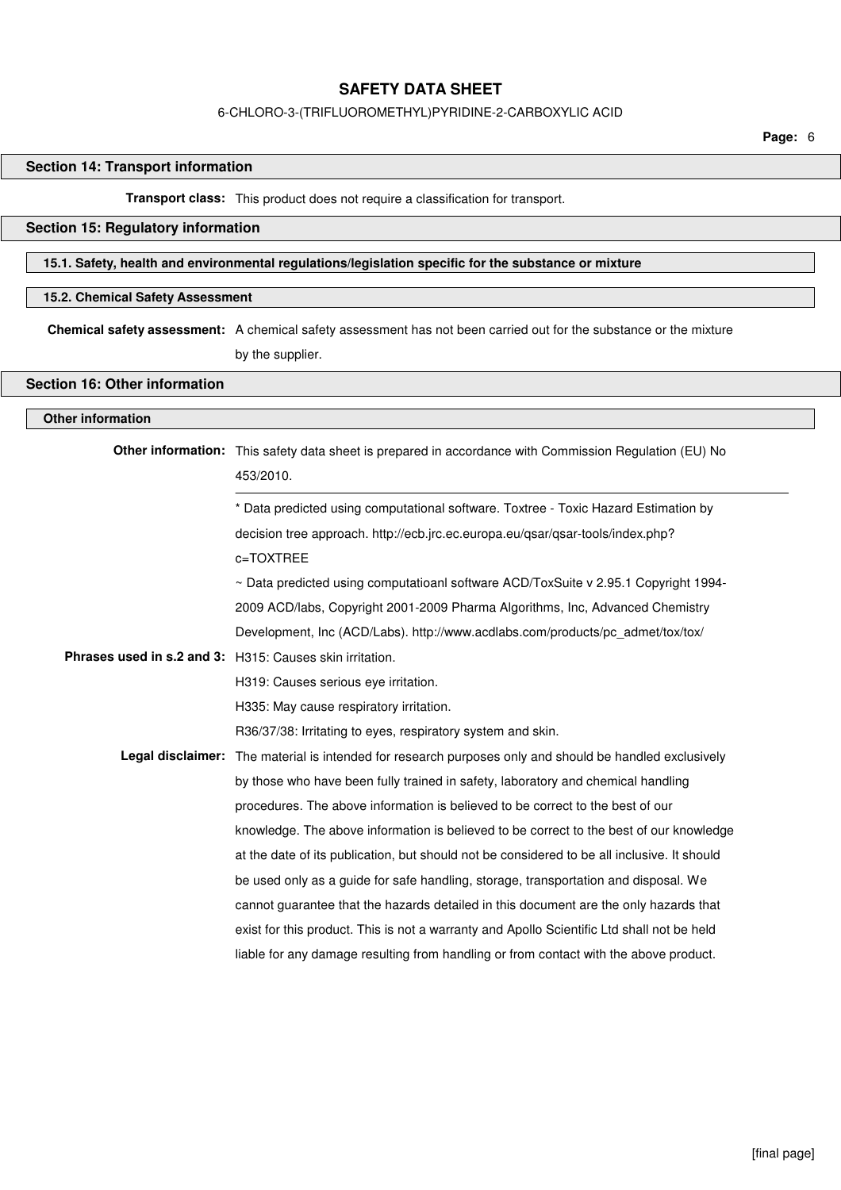## Section 14: Transport information

**Transport class:** This product does not require a classification for transport.

## Section 15: Regulatory information

### 15.1. Safety, health and environmental regulations/legislation specific for the substance or mixture

### 15.2. Chemical Safety Assessment

**Chemical safety assessment:** A chemical safety assessment has not been carried out for the substance or the mixture by the supplier.

## Section 16: Other information

### Other information

**Other information:** This safety data sheet is prepared in accordance with Commission Regulation (EU) No 453/2010.

---

* Data predicted using computational software. Toxtree - Toxic Hazard Estimation by decision tree approach. http://ecb.jrc.ec.europa.eu/qsar/qsar-tools/index.php?c=TOXTREE

~ Data predicted using computatioanl software ACD/ToxSuite v 2.95.1 Copyright 1994-2009 ACD/labs, Copyright 2001-2009 Pharma Algorithms, Inc, Advanced Chemistry Development, Inc (ACD/Labs). http://www.acdlabs.com/products/pc_admet/tox/tox/

**Phrases used in s.2 and 3:** H315: Causes skin irritation.

H319: Causes serious eye irritation.

H335: May cause respiratory irritation.

R36/37/38: Irritating to eyes, respiratory system and skin.

**Legal disclaimer:** The material is intended for research purposes only and should be handled exclusively by those who have been fully trained in safety, laboratory and chemical handling procedures. The above information is believed to be correct to the best of our knowledge. The above information is believed to be correct to the best of our knowledge at the date of its publication, but should not be considered to be all inclusive. It should be used only as a guide for safe handling, storage, transportation and disposal. We cannot guarantee that the hazards detailed in this document are the only hazards that exist for this product. This is not a warranty and Apollo Scientific Ltd shall not be held liable for any damage resulting from handling or from contact with the above product.